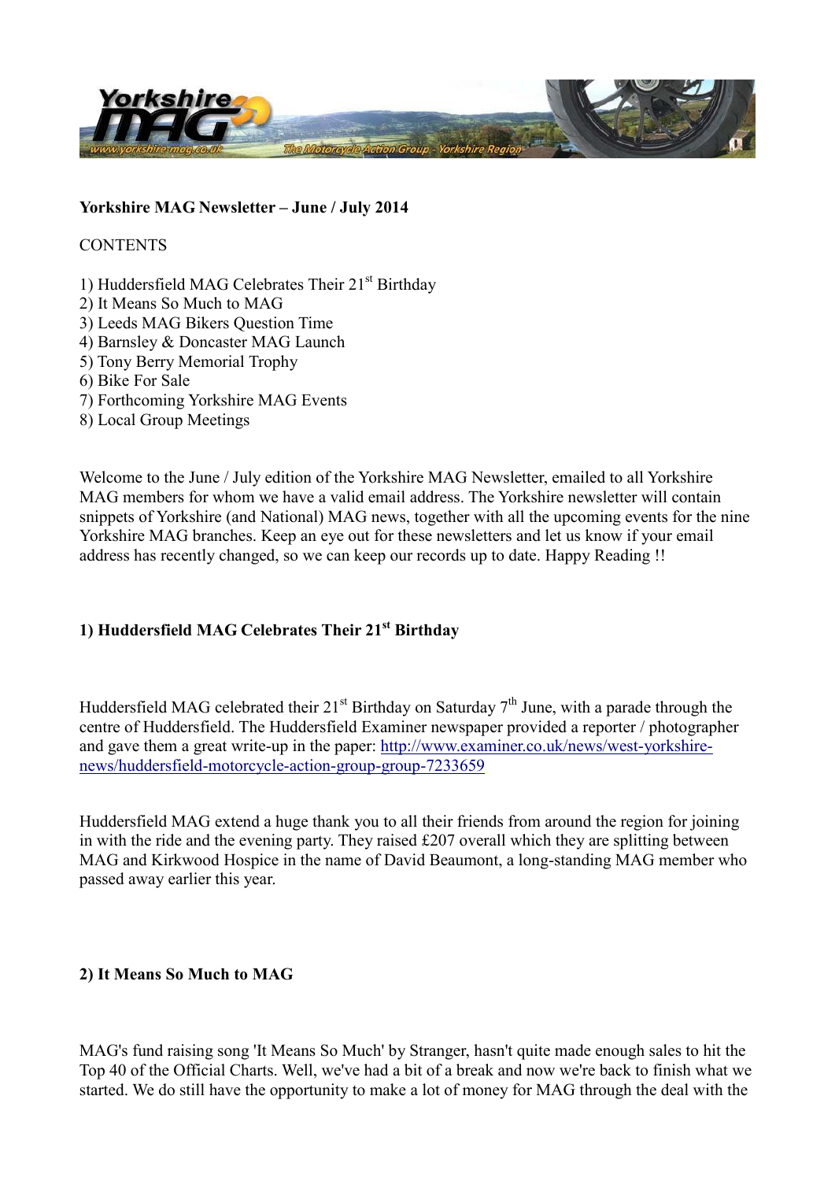**Yorkshire MAG Newsletter – June / July 2014**

CONTENTS

1) Huddersfield MAG Celebrates Their 21st Birthday
2) It Means So Much to MAG
3) Leeds MAG Bikers Question Time
4) Barnsley & Doncaster MAG Launch
5) Tony Berry Memorial Trophy
6) Bike For Sale
7) Forthcoming Yorkshire MAG Events
8) Local Group Meetings

Welcome to the June / July edition of the Yorkshire MAG Newsletter, emailed to all Yorkshire MAG members for whom we have a valid email address. The Yorkshire newsletter will contain snippets of Yorkshire (and National) MAG news, together with all the upcoming events for the nine Yorkshire MAG branches. Keep an eye out for these newsletters and let us know if your email address has recently changed, so we can keep our records up to date. Happy Reading !!

## 1) Huddersfield MAG Celebrates Their 21st Birthday

Huddersfield MAG celebrated their 21st Birthday on Saturday 7th June, with a parade through the centre of Huddersfield. The Huddersfield Examiner newspaper provided a reporter / photographer and gave them a great write-up in the paper: http://www.examiner.co.uk/news/west-yorkshire-news/huddersfield-motorcycle-action-group-group-7233659

Huddersfield MAG extend a huge thank you to all their friends from around the region for joining in with the ride and the evening party. They raised £207 overall which they are splitting between MAG and Kirkwood Hospice in the name of David Beaumont, a long-standing MAG member who passed away earlier this year.

## 2) It Means So Much to MAG

MAG's fund raising song 'It Means So Much' by Stranger, hasn't quite made enough sales to hit the Top 40 of the Official Charts. Well, we've had a bit of a break and now we're back to finish what we started. We do still have the opportunity to make a lot of money for MAG through the deal with the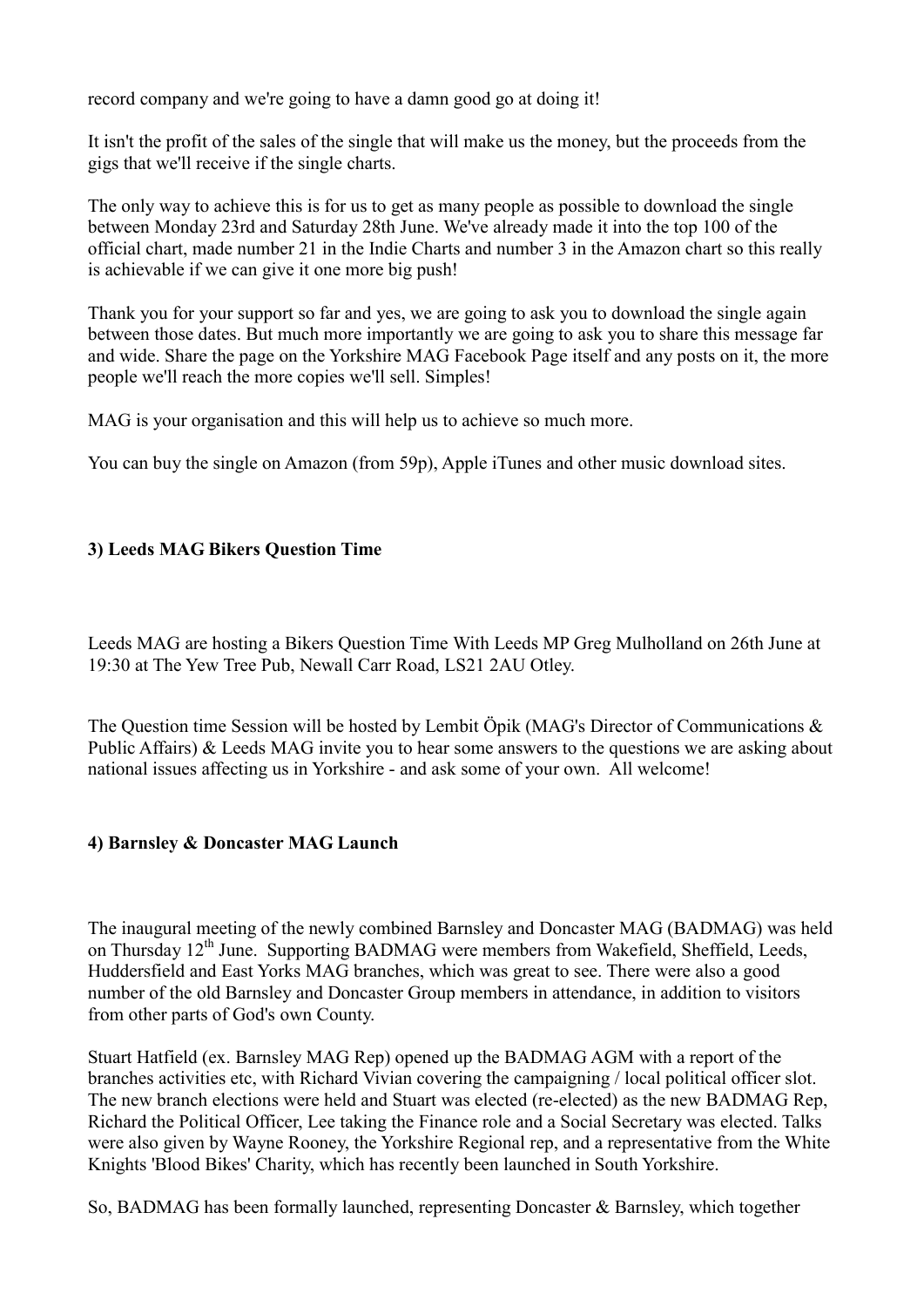record company and we're going to have a damn good go at doing it!

It isn't the profit of the sales of the single that will make us the money, but the proceeds from the gigs that we'll receive if the single charts.

The only way to achieve this is for us to get as many people as possible to download the single between Monday 23rd and Saturday 28th June. We've already made it into the top 100 of the official chart, made number 21 in the Indie Charts and number 3 in the Amazon chart so this really is achievable if we can give it one more big push!

Thank you for your support so far and yes, we are going to ask you to download the single again between those dates. But much more importantly we are going to ask you to share this message far and wide. Share the page on the Yorkshire MAG Facebook Page itself and any posts on it, the more people we'll reach the more copies we'll sell. Simples!

MAG is your organisation and this will help us to achieve so much more.

You can buy the single on Amazon (from 59p), Apple iTunes and other music download sites.

**3) Leeds MAG Bikers Question Time**

Leeds MAG are hosting a Bikers Question Time With Leeds MP Greg Mulholland on 26th June at 19:30 at The Yew Tree Pub, Newall Carr Road, LS21 2AU Otley.

The Question time Session will be hosted by Lembit Öpik (MAG's Director of Communications & Public Affairs) & Leeds MAG invite you to hear some answers to the questions we are asking about national issues affecting us in Yorkshire - and ask some of your own. All welcome!

**4) Barnsley & Doncaster MAG Launch**

The inaugural meeting of the newly combined Barnsley and Doncaster MAG (BADMAG) was held on Thursday 12th June. Supporting BADMAG were members from Wakefield, Sheffield, Leeds, Huddersfield and East Yorks MAG branches, which was great to see. There were also a good number of the old Barnsley and Doncaster Group members in attendance, in addition to visitors from other parts of God's own County.

Stuart Hatfield (ex. Barnsley MAG Rep) opened up the BADMAG AGM with a report of the branches activities etc, with Richard Vivian covering the campaigning / local political officer slot. The new branch elections were held and Stuart was elected (re-elected) as the new BADMAG Rep, Richard the Political Officer, Lee taking the Finance role and a Social Secretary was elected. Talks were also given by Wayne Rooney, the Yorkshire Regional rep, and a representative from the White Knights 'Blood Bikes' Charity, which has recently been launched in South Yorkshire.

So, BADMAG has been formally launched, representing Doncaster & Barnsley, which together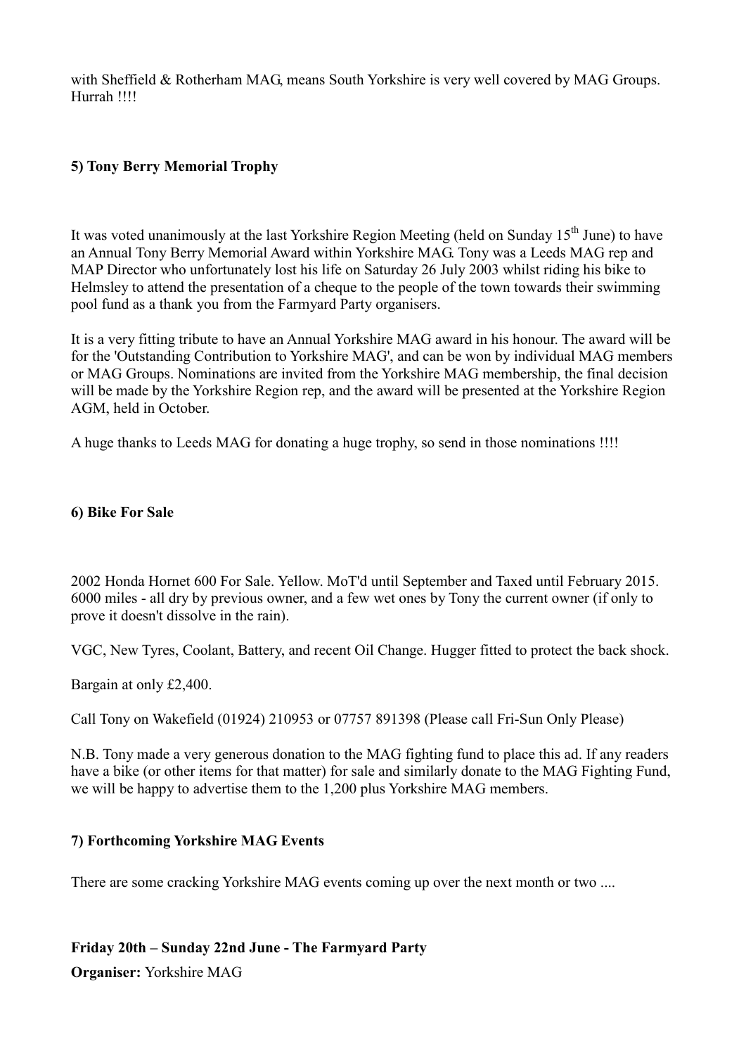with Sheffield & Rotherham MAG, means South Yorkshire is very well covered by MAG Groups. Hurrah !!!!

**5) Tony Berry Memorial Trophy**

It was voted unanimously at the last Yorkshire Region Meeting (held on Sunday 15th June) to have an Annual Tony Berry Memorial Award within Yorkshire MAG. Tony was a Leeds MAG rep and MAP Director who unfortunately lost his life on Saturday 26 July 2003 whilst riding his bike to Helmsley to attend the presentation of a cheque to the people of the town towards their swimming pool fund as a thank you from the Farmyard Party organisers.

It is a very fitting tribute to have an Annual Yorkshire MAG award in his honour. The award will be for the 'Outstanding Contribution to Yorkshire MAG', and can be won by individual MAG members or MAG Groups. Nominations are invited from the Yorkshire MAG membership, the final decision will be made by the Yorkshire Region rep, and the award will be presented at the Yorkshire Region AGM, held in October.

A huge thanks to Leeds MAG for donating a huge trophy, so send in those nominations !!!!

**6) Bike For Sale**

2002 Honda Hornet 600 For Sale. Yellow. MoT'd until September and Taxed until February 2015. 6000 miles - all dry by previous owner, and a few wet ones by Tony the current owner (if only to prove it doesn't dissolve in the rain).

VGC, New Tyres, Coolant, Battery, and recent Oil Change. Hugger fitted to protect the back shock.

Bargain at only £2,400.

Call Tony on Wakefield (01924) 210953 or 07757 891398 (Please call Fri-Sun Only Please)

N.B. Tony made a very generous donation to the MAG fighting fund to place this ad. If any readers have a bike (or other items for that matter) for sale and similarly donate to the MAG Fighting Fund, we will be happy to advertise them to the 1,200 plus Yorkshire MAG members.

**7) Forthcoming Yorkshire MAG Events**

There are some cracking Yorkshire MAG events coming up over the next month or two ....

**Friday 20th – Sunday 22nd June - The Farmyard Party**

**Organiser:** Yorkshire MAG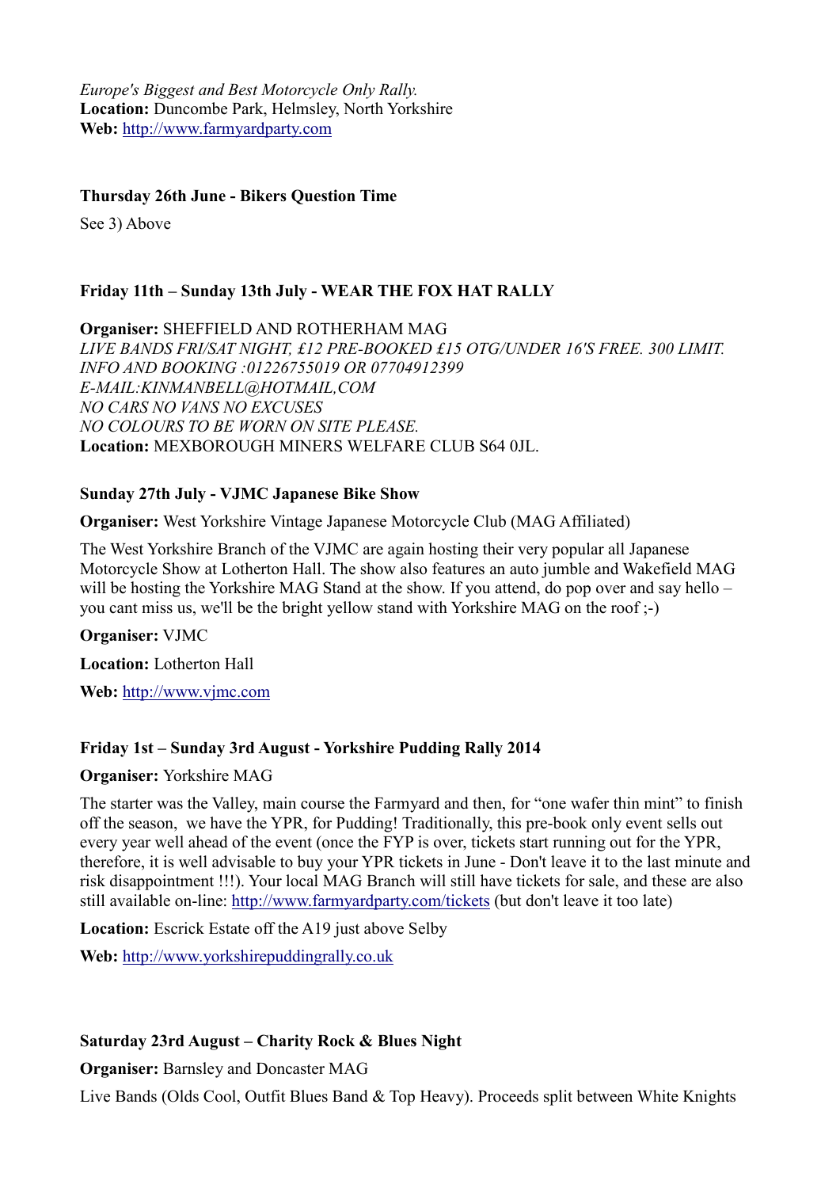*Europe's Biggest and Best Motorcycle Only Rally.*
**Location:** Duncombe Park, Helmsley, North Yorkshire
**Web:** http://www.farmyardparty.com

**Thursday 26th June - Bikers Question Time**

See 3) Above

**Friday 11th – Sunday 13th July - WEAR THE FOX HAT RALLY**

**Organiser:** SHEFFIELD AND ROTHERHAM MAG
*LIVE BANDS FRI/SAT NIGHT, £12 PRE-BOOKED £15 OTG/UNDER 16'S FREE. 300 LIMIT.*
*INFO AND BOOKING :01226755019 OR 07704912399*
*E-MAIL:KINMANBELL@HOTMAIL,COM*
*NO CARS NO VANS NO EXCUSES*
*NO COLOURS TO BE WORN ON SITE PLEASE.*
**Location:** MEXBOROUGH MINERS WELFARE CLUB S64 0JL.

**Sunday 27th July - VJMC Japanese Bike Show**

**Organiser:** West Yorkshire Vintage Japanese Motorcycle Club (MAG Affiliated)

The West Yorkshire Branch of the VJMC are again hosting their very popular all Japanese Motorcycle Show at Lotherton Hall. The show also features an auto jumble and Wakefield MAG will be hosting the Yorkshire MAG Stand at the show. If you attend, do pop over and say hello – you cant miss us, we'll be the bright yellow stand with Yorkshire MAG on the roof ;-)

**Organiser:** VJMC

**Location:** Lotherton Hall

**Web:** http://www.vjmc.com

**Friday 1st – Sunday 3rd August - Yorkshire Pudding Rally 2014**

**Organiser:** Yorkshire MAG

The starter was the Valley, main course the Farmyard and then, for "one wafer thin mint" to finish off the season, we have the YPR, for Pudding! Traditionally, this pre-book only event sells out every year well ahead of the event (once the FYP is over, tickets start running out for the YPR, therefore, it is well advisable to buy your YPR tickets in June - Don't leave it to the last minute and risk disappointment !!!). Your local MAG Branch will still have tickets for sale, and these are also still available on-line: http://www.farmyardparty.com/tickets (but don't leave it too late)

**Location:** Escrick Estate off the A19 just above Selby

**Web:** http://www.yorkshirepuddingrally.co.uk

**Saturday 23rd August – Charity Rock & Blues Night**

**Organiser:** Barnsley and Doncaster MAG

Live Bands (Olds Cool, Outfit Blues Band & Top Heavy). Proceeds split between White Knights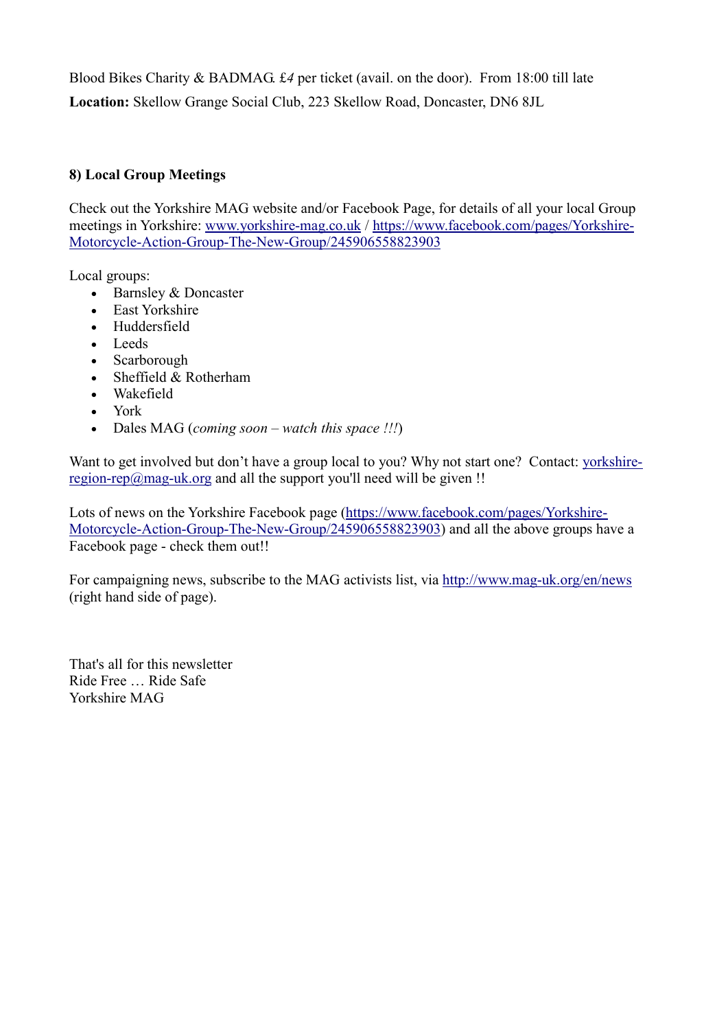Blood Bikes Charity & BADMAG. £*4* per ticket (avail. on the door). From 18:00 till late

**Location:** Skellow Grange Social Club, 223 Skellow Road, Doncaster, DN6 8JL

**8) Local Group Meetings**

Check out the Yorkshire MAG website and/or Facebook Page, for details of all your local Group meetings in Yorkshire: www.yorkshire-mag.co.uk / https://www.facebook.com/pages/Yorkshire-Motorcycle-Action-Group-The-New-Group/245906558823903

Local groups:

- Barnsley & Doncaster
- East Yorkshire
- Huddersfield
- Leeds
- Scarborough
- Sheffield & Rotherham
- Wakefield
- York
- Dales MAG (*coming soon – watch this space !!!*)

Want to get involved but don't have a group local to you? Why not start one? Contact: yorkshire-region-rep@mag-uk.org and all the support you'll need will be given !!

Lots of news on the Yorkshire Facebook page (https://www.facebook.com/pages/Yorkshire-Motorcycle-Action-Group-The-New-Group/245906558823903) and all the above groups have a Facebook page - check them out!!

For campaigning news, subscribe to the MAG activists list, via http://www.mag-uk.org/en/news (right hand side of page).

That's all for this newsletter
Ride Free … Ride Safe
Yorkshire MAG